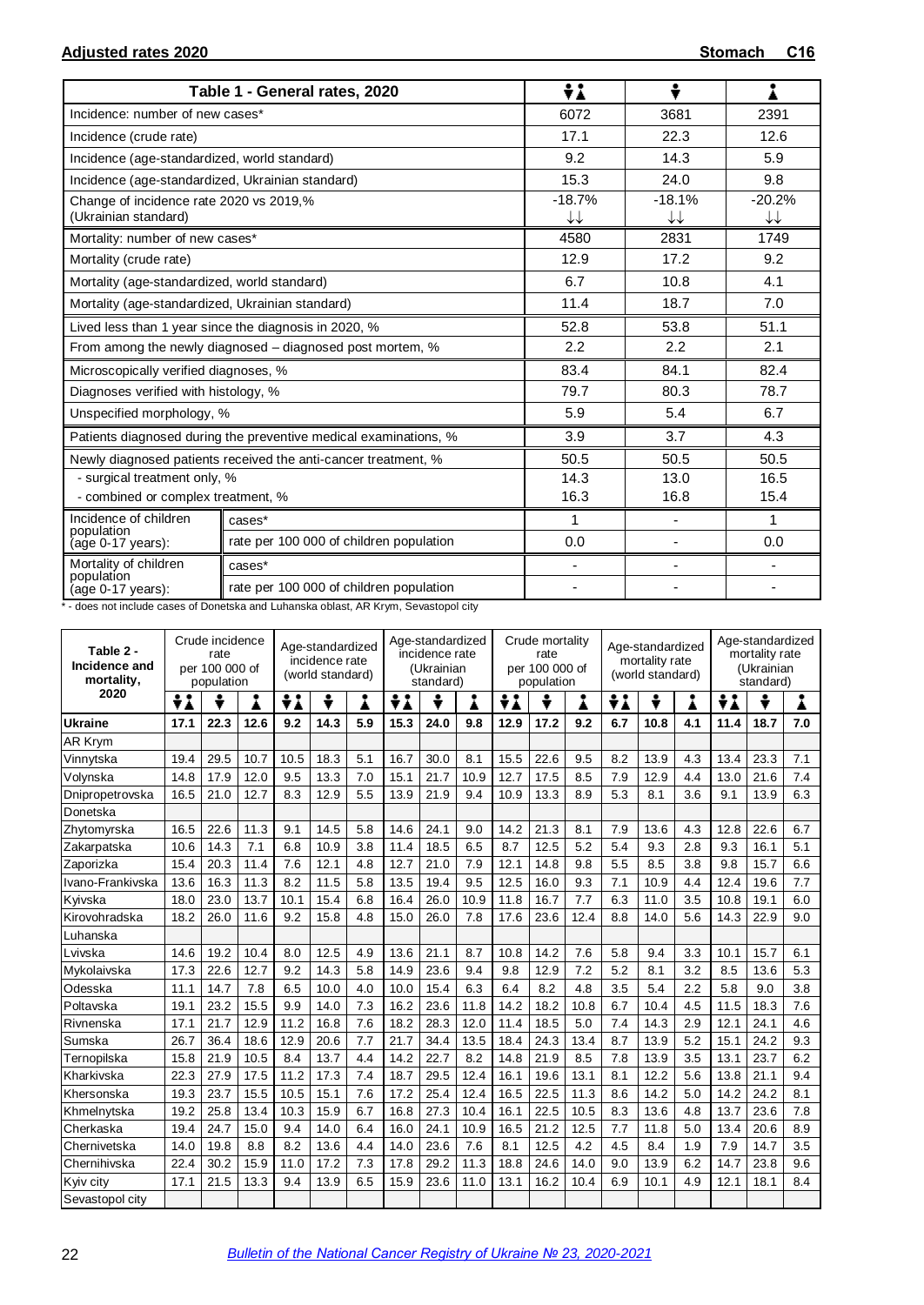**Adjusted rates 2020** **Stomach C16**

| Table 1 - General rates, 2020 | | Both sexes | Male | Female |
|---|---|---|---|---|
| Incidence: number of new cases* | | 6072 | 3681 | 2391 |
| Incidence (crude rate) | | 17.1 | 22.3 | 12.6 |
| Incidence (age-standardized, world standard) | | 9.2 | 14.3 | 5.9 |
| Incidence (age-standardized, Ukrainian standard) | | 15.3 | 24.0 | 9.8 |
| Change of incidence rate 2020 vs 2019,% (Ukrainian standard) | | -18.7% ↓↓ | -18.1% ↓↓ | -20.2% ↓↓ |
| Mortality: number of new cases* | | 4580 | 2831 | 1749 |
| Mortality (crude rate) | | 12.9 | 17.2 | 9.2 |
| Mortality (age-standardized, world standard) | | 6.7 | 10.8 | 4.1 |
| Mortality (age-standardized, Ukrainian standard) | | 11.4 | 18.7 | 7.0 |
| Lived less than 1 year since the diagnosis in 2020, % | | 52.8 | 53.8 | 51.1 |
| From among the newly diagnosed – diagnosed post mortem, % | | 2.2 | 2.2 | 2.1 |
| Microscopically verified diagnoses, % | | 83.4 | 84.1 | 82.4 |
| Diagnoses verified with histology, % | | 79.7 | 80.3 | 78.7 |
| Unspecified morphology, % | | 5.9 | 5.4 | 6.7 |
| Patients diagnosed during the preventive medical examinations, % | | 3.9 | 3.7 | 4.3 |
| Newly diagnosed patients received the anti-cancer treatment, % | | 50.5 | 50.5 | 50.5 |
| - surgical treatment only, % | | 14.3 | 13.0 | 16.5 |
| - combined or complex treatment, % | | 16.3 | 16.8 | 15.4 |
| Incidence of children population (age 0-17 years): | cases* | 1 | - | 1 |
| | rate per 100 000 of children population | 0.0 | - | 0.0 |
| Mortality of children population (age 0-17 years): | cases* | - | - | - |
| | rate per 100 000 of children population | - | - | - |

\* - does not include cases of Donetska and Luhanska oblast, AR Krym, Sevastopol city

| Table 2 - Incidence and mortality, 2020 | Crude incidence rate per 100 000 of population | | | Age-standardized incidence rate (world standard) | | | Age-standardized incidence rate (Ukrainian standard) | | | Crude mortality rate per 100 000 of population | | | Age-standardized mortality rate (world standard) | | | Age-standardized mortality rate (Ukrainian standard) | | |
|---|---|---|---|---|---|---|---|---|---|---|---|---|---|---|---|---|---|---|
| | Both | Male | Female | Both | Male | Female | Both | Male | Female | Both | Male | Female | Both | Male | Female | Both | Male | Female |
| **Ukraine** | **17.1** | **22.3** | **12.6** | **9.2** | **14.3** | **5.9** | **15.3** | **24.0** | **9.8** | **12.9** | **17.2** | **9.2** | **6.7** | **10.8** | **4.1** | **11.4** | **18.7** | **7.0** |
| AR Krym | | | | | | | | | | | | | | | | | | |
| Vinnytska | 19.4 | 29.5 | 10.7 | 10.5 | 18.3 | 5.1 | 16.7 | 30.0 | 8.1 | 15.5 | 22.6 | 9.5 | 8.2 | 13.9 | 4.3 | 13.4 | 23.3 | 7.1 |
| Volynska | 14.8 | 17.9 | 12.0 | 9.5 | 13.3 | 7.0 | 15.1 | 21.7 | 10.9 | 12.7 | 17.5 | 8.5 | 7.9 | 12.9 | 4.4 | 13.0 | 21.6 | 7.4 |
| Dnipropetrovska | 16.5 | 21.0 | 12.7 | 8.3 | 12.9 | 5.5 | 13.9 | 21.9 | 9.4 | 10.9 | 13.3 | 8.9 | 5.3 | 8.1 | 3.6 | 9.1 | 13.9 | 6.3 |
| Donetska | | | | | | | | | | | | | | | | | | |
| Zhytomyrska | 16.5 | 22.6 | 11.3 | 9.1 | 14.5 | 5.8 | 14.6 | 24.1 | 9.0 | 14.2 | 21.3 | 8.1 | 7.9 | 13.6 | 4.3 | 12.8 | 22.6 | 6.7 |
| Zakarpatska | 10.6 | 14.3 | 7.1 | 6.8 | 10.9 | 3.8 | 11.4 | 18.5 | 6.5 | 8.7 | 12.5 | 5.2 | 5.4 | 9.3 | 2.8 | 9.3 | 16.1 | 5.1 |
| Zaporizka | 15.4 | 20.3 | 11.4 | 7.6 | 12.1 | 4.8 | 12.7 | 21.0 | 7.9 | 12.1 | 14.8 | 9.8 | 5.5 | 8.5 | 3.8 | 9.8 | 15.7 | 6.6 |
| Ivano-Frankivska | 13.6 | 16.3 | 11.3 | 8.2 | 11.5 | 5.8 | 13.5 | 19.4 | 9.5 | 12.5 | 16.0 | 9.3 | 7.1 | 10.9 | 4.4 | 12.4 | 19.6 | 7.7 |
| Kyivska | 18.0 | 23.0 | 13.7 | 10.1 | 15.4 | 6.8 | 16.4 | 26.0 | 10.9 | 11.8 | 16.7 | 7.7 | 6.3 | 11.0 | 3.5 | 10.8 | 19.1 | 6.0 |
| Kirovohradska | 18.2 | 26.0 | 11.6 | 9.2 | 15.8 | 4.8 | 15.0 | 26.0 | 7.8 | 17.6 | 23.6 | 12.4 | 8.8 | 14.0 | 5.6 | 14.3 | 22.9 | 9.0 |
| Luhanska | | | | | | | | | | | | | | | | | | |
| Lvivska | 14.6 | 19.2 | 10.4 | 8.0 | 12.5 | 4.9 | 13.6 | 21.1 | 8.7 | 10.8 | 14.2 | 7.6 | 5.8 | 9.4 | 3.3 | 10.1 | 15.7 | 6.1 |
| Mykolaivska | 17.3 | 22.6 | 12.7 | 9.2 | 14.3 | 5.8 | 14.9 | 23.6 | 9.4 | 9.8 | 12.9 | 7.2 | 5.2 | 8.1 | 3.2 | 8.5 | 13.6 | 5.3 |
| Odesska | 11.1 | 14.7 | 7.8 | 6.5 | 10.0 | 4.0 | 10.0 | 15.4 | 6.3 | 6.4 | 8.2 | 4.8 | 3.5 | 5.4 | 2.2 | 5.8 | 9.0 | 3.8 |
| Poltavska | 19.1 | 23.2 | 15.5 | 9.9 | 14.0 | 7.3 | 16.2 | 23.6 | 11.8 | 14.2 | 18.2 | 10.8 | 6.7 | 10.4 | 4.5 | 11.5 | 18.3 | 7.6 |
| Rivnenska | 17.1 | 21.7 | 12.9 | 11.2 | 16.8 | 7.6 | 18.2 | 28.3 | 12.0 | 11.4 | 18.5 | 5.0 | 7.4 | 14.3 | 2.9 | 12.1 | 24.1 | 4.6 |
| Sumska | 26.7 | 36.4 | 18.6 | 12.9 | 20.6 | 7.7 | 21.7 | 34.4 | 13.5 | 18.4 | 24.3 | 13.4 | 8.7 | 13.9 | 5.2 | 15.1 | 24.2 | 9.3 |
| Ternopilska | 15.8 | 21.9 | 10.5 | 8.4 | 13.7 | 4.4 | 14.2 | 22.7 | 8.2 | 14.8 | 21.9 | 8.5 | 7.8 | 13.9 | 3.5 | 13.1 | 23.7 | 6.2 |
| Kharkivska | 22.3 | 27.9 | 17.5 | 11.2 | 17.3 | 7.4 | 18.7 | 29.5 | 12.4 | 16.1 | 19.6 | 13.1 | 8.1 | 12.2 | 5.6 | 13.8 | 21.1 | 9.4 |
| Khersonska | 19.3 | 23.7 | 15.5 | 10.5 | 15.1 | 7.6 | 17.2 | 25.4 | 12.4 | 16.5 | 22.5 | 11.3 | 8.6 | 14.2 | 5.0 | 14.2 | 24.2 | 8.1 |
| Khmelnytska | 19.2 | 25.8 | 13.4 | 10.3 | 15.9 | 6.7 | 16.8 | 27.3 | 10.4 | 16.1 | 22.5 | 10.5 | 8.3 | 13.6 | 4.8 | 13.7 | 23.6 | 7.8 |
| Cherkaska | 19.4 | 24.7 | 15.0 | 9.4 | 14.0 | 6.4 | 16.0 | 24.1 | 10.9 | 16.5 | 21.2 | 12.5 | 7.7 | 11.8 | 5.0 | 13.4 | 20.6 | 8.9 |
| Chernivetska | 14.0 | 19.8 | 8.8 | 8.2 | 13.6 | 4.4 | 14.0 | 23.6 | 7.6 | 8.1 | 12.5 | 4.2 | 4.5 | 8.4 | 1.9 | 7.9 | 14.7 | 3.5 |
| Chernihivska | 22.4 | 30.2 | 15.9 | 11.0 | 17.2 | 7.3 | 17.8 | 29.2 | 11.3 | 18.8 | 24.6 | 14.0 | 9.0 | 13.9 | 6.2 | 14.7 | 23.8 | 9.6 |
| Kyiv city | 17.1 | 21.5 | 13.3 | 9.4 | 13.9 | 6.5 | 15.9 | 23.6 | 11.0 | 13.1 | 16.2 | 10.4 | 6.9 | 10.1 | 4.9 | 12.1 | 18.1 | 8.4 |
| Sevastopol city | | | | | | | | | | | | | | | | | | |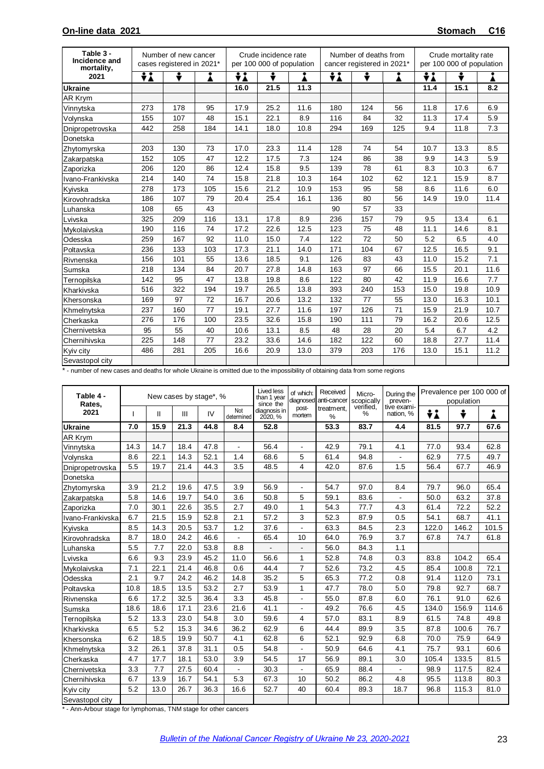**On-line data 2021** **Stomach C16**

| Table 3 - Incidence and mortality, 2021 | Number of new cancer cases registered in 2021* | | | Crude incidence rate per 100 000 of population | | | Number of deaths from cancer registered in 2021* | | | Crude mortality rate per 100 000 of population | | |
|---|---|---|---|---|---|---|---|---|---|---|---|---|
| | Both | Male | Female | Both | Male | Female | Both | Male | Female | Both | Male | Female |
| **Ukraine** | | | | **16.0** | **21.5** | **11.3** | | | | **11.4** | **15.1** | **8.2** |
| AR Krym | | | | | | | | | | | | |
| Vinnytska | 273 | 178 | 95 | 17.9 | 25.2 | 11.6 | 180 | 124 | 56 | 11.8 | 17.6 | 6.9 |
| Volynska | 155 | 107 | 48 | 15.1 | 22.1 | 8.9 | 116 | 84 | 32 | 11.3 | 17.4 | 5.9 |
| Dnipropetrovska | 442 | 258 | 184 | 14.1 | 18.0 | 10.8 | 294 | 169 | 125 | 9.4 | 11.8 | 7.3 |
| Donetska | | | | | | | | | | | | |
| Zhytomyrska | 203 | 130 | 73 | 17.0 | 23.3 | 11.4 | 128 | 74 | 54 | 10.7 | 13.3 | 8.5 |
| Zakarpatska | 152 | 105 | 47 | 12.2 | 17.5 | 7.3 | 124 | 86 | 38 | 9.9 | 14.3 | 5.9 |
| Zaporizka | 206 | 120 | 86 | 12.4 | 15.8 | 9.5 | 139 | 78 | 61 | 8.3 | 10.3 | 6.7 |
| Ivano-Frankivska | 214 | 140 | 74 | 15.8 | 21.8 | 10.3 | 164 | 102 | 62 | 12.1 | 15.9 | 8.7 |
| Kyivska | 278 | 173 | 105 | 15.6 | 21.2 | 10.9 | 153 | 95 | 58 | 8.6 | 11.6 | 6.0 |
| Kirovohradska | 186 | 107 | 79 | 20.4 | 25.4 | 16.1 | 136 | 80 | 56 | 14.9 | 19.0 | 11.4 |
| Luhanska | 108 | 65 | 43 | | | | 90 | 57 | 33 | | | |
| Lvivska | 325 | 209 | 116 | 13.1 | 17.8 | 8.9 | 236 | 157 | 79 | 9.5 | 13.4 | 6.1 |
| Mykolaivska | 190 | 116 | 74 | 17.2 | 22.6 | 12.5 | 123 | 75 | 48 | 11.1 | 14.6 | 8.1 |
| Odesska | 259 | 167 | 92 | 11.0 | 15.0 | 7.4 | 122 | 72 | 50 | 5.2 | 6.5 | 4.0 |
| Poltavska | 236 | 133 | 103 | 17.3 | 21.1 | 14.0 | 171 | 104 | 67 | 12.5 | 16.5 | 9.1 |
| Rivnenska | 156 | 101 | 55 | 13.6 | 18.5 | 9.1 | 126 | 83 | 43 | 11.0 | 15.2 | 7.1 |
| Sumska | 218 | 134 | 84 | 20.7 | 27.8 | 14.8 | 163 | 97 | 66 | 15.5 | 20.1 | 11.6 |
| Ternopilska | 142 | 95 | 47 | 13.8 | 19.8 | 8.6 | 122 | 80 | 42 | 11.9 | 16.6 | 7.7 |
| Kharkivska | 516 | 322 | 194 | 19.7 | 26.5 | 13.8 | 393 | 240 | 153 | 15.0 | 19.8 | 10.9 |
| Khersonska | 169 | 97 | 72 | 16.7 | 20.6 | 13.2 | 132 | 77 | 55 | 13.0 | 16.3 | 10.1 |
| Khmelnytska | 237 | 160 | 77 | 19.1 | 27.7 | 11.6 | 197 | 126 | 71 | 15.9 | 21.9 | 10.7 |
| Cherkaska | 276 | 176 | 100 | 23.5 | 32.6 | 15.8 | 190 | 111 | 79 | 16.2 | 20.6 | 12.5 |
| Chernivetska | 95 | 55 | 40 | 10.6 | 13.1 | 8.5 | 48 | 28 | 20 | 5.4 | 6.7 | 4.2 |
| Chernihivska | 225 | 148 | 77 | 23.2 | 33.6 | 14.6 | 182 | 122 | 60 | 18.8 | 27.7 | 11.4 |
| Kyiv city | 486 | 281 | 205 | 16.6 | 20.9 | 13.0 | 379 | 203 | 176 | 13.0 | 15.1 | 11.2 |
| Sevastopol city | | | | | | | | | | | | |

* - number of new cases and deaths for whole Ukraine is omitted due to the impossibility of obtaining data from some regions

| Table 4 - Rates, 2021 | New cases by stage*, % | | | | | Lived less than 1 year since the diagnosis in 2020, % | of which: diagnosed post-mortem | Received anti-cancer treatment, % | Micro-scopically verified, % | During the preventive examination, % | Prevalence per 100 000 of population | | |
|---|---|---|---|---|---|---|---|---|---|---|---|---|---|
| | I | II | III | IV | Not determined | | | | | | Both | Male | Female |
| **Ukraine** | **7.0** | **15.9** | **21.3** | **44.8** | **8.4** | **52.8** | | **53.3** | **83.7** | **4.4** | **81.5** | **97.7** | **67.6** |
| AR Krym | | | | | | | | | | | | | |
| Vinnytska | 14.3 | 14.7 | 18.4 | 47.8 | - | 56.4 | - | 42.9 | 79.1 | 4.1 | 77.0 | 93.4 | 62.8 |
| Volynska | 8.6 | 22.1 | 14.3 | 52.1 | 1.4 | 68.6 | 5 | 61.4 | 94.8 | - | 62.9 | 77.5 | 49.7 |
| Dnipropetrovska | 5.5 | 19.7 | 21.4 | 44.3 | 3.5 | 48.5 | 4 | 42.0 | 87.6 | 1.5 | 56.4 | 67.7 | 46.9 |
| Donetska | | | | | | | | | | | | | |
| Zhytomyrska | 3.9 | 21.2 | 19.6 | 47.5 | 3.9 | 56.9 | - | 54.7 | 97.0 | 8.4 | 79.7 | 96.0 | 65.4 |
| Zakarpatska | 5.8 | 14.6 | 19.7 | 54.0 | 3.6 | 50.8 | 5 | 59.1 | 83.6 | - | 50.0 | 63.2 | 37.8 |
| Zaporizka | 7.0 | 30.1 | 22.6 | 35.5 | 2.7 | 49.0 | 1 | 54.3 | 77.7 | 4.3 | 61.4 | 72.2 | 52.2 |
| Ivano-Frankivska | 6.7 | 21.5 | 15.9 | 52.8 | 2.1 | 57.2 | 3 | 52.3 | 87.9 | 0.5 | 54.1 | 68.7 | 41.1 |
| Kyivska | 8.5 | 14.3 | 20.5 | 53.7 | 1.2 | 37.6 | - | 63.3 | 84.5 | 2.3 | 122.0 | 146.2 | 101.5 |
| Kirovohradska | 8.7 | 18.0 | 24.2 | 46.6 | - | 65.4 | 10 | 64.0 | 76.9 | 3.7 | 67.8 | 74.7 | 61.8 |
| Luhanska | 5.5 | 7.7 | 22.0 | 53.8 | 8.8 | - | - | 56.0 | 84.3 | 1.1 | | | |
| Lvivska | 6.6 | 9.3 | 23.9 | 45.2 | 11.0 | 56.6 | 1 | 52.8 | 74.8 | 0.3 | 83.8 | 104.2 | 65.4 |
| Mykolaivska | 7.1 | 22.1 | 21.4 | 46.8 | 0.6 | 44.4 | 7 | 52.6 | 73.2 | 4.5 | 85.4 | 100.8 | 72.1 |
| Odesska | 2.1 | 9.7 | 24.2 | 46.2 | 14.8 | 35.2 | 5 | 65.3 | 77.2 | 0.8 | 91.4 | 112.0 | 73.1 |
| Poltavska | 10.8 | 18.5 | 13.5 | 53.2 | 2.7 | 53.9 | 1 | 47.7 | 78.0 | 5.0 | 79.8 | 92.7 | 68.7 |
| Rivnenska | 6.6 | 17.2 | 32.5 | 36.4 | 3.3 | 45.8 | - | 55.0 | 87.8 | 6.0 | 76.1 | 91.0 | 62.6 |
| Sumska | 18.6 | 18.6 | 17.1 | 23.6 | 21.6 | 41.1 | - | 49.2 | 76.6 | 4.5 | 134.0 | 156.9 | 114.6 |
| Ternopilska | 5.2 | 13.3 | 23.0 | 54.8 | 3.0 | 59.6 | 4 | 57.0 | 83.1 | 8.9 | 61.5 | 74.8 | 49.8 |
| Kharkivska | 6.5 | 5.2 | 15.3 | 34.6 | 36.2 | 62.9 | 6 | 44.4 | 89.9 | 3.5 | 87.8 | 100.6 | 76.7 |
| Khersonska | 6.2 | 18.5 | 19.9 | 50.7 | 4.1 | 62.8 | 6 | 52.1 | 92.9 | 6.8 | 70.0 | 75.9 | 64.9 |
| Khmelnytska | 3.2 | 26.1 | 37.8 | 31.1 | 0.5 | 54.8 | - | 50.9 | 64.6 | 4.1 | 75.7 | 93.1 | 60.6 |
| Cherkaska | 4.7 | 17.7 | 18.1 | 53.0 | 3.9 | 54.5 | 17 | 56.9 | 89.1 | 3.0 | 105.4 | 133.5 | 81.5 |
| Chernivetska | 3.3 | 7.7 | 27.5 | 60.4 | - | 30.3 | - | 65.9 | 88.4 | - | 98.9 | 117.5 | 82.4 |
| Chernihivska | 6.7 | 13.9 | 16.7 | 54.1 | 5.3 | 67.3 | 10 | 50.2 | 86.2 | 4.8 | 95.5 | 113.8 | 80.3 |
| Kyiv city | 5.2 | 13.0 | 26.7 | 36.3 | 16.6 | 52.7 | 40 | 60.4 | 89.3 | 18.7 | 96.8 | 115.3 | 81.0 |
| Sevastopol city | | | | | | | | | | | | | |

* - Ann-Arbour stage for lymphomas, TNM stage for other cancers

*Bulletin of the National Cancer Registry of Ukraine № 23, 2020-2021*